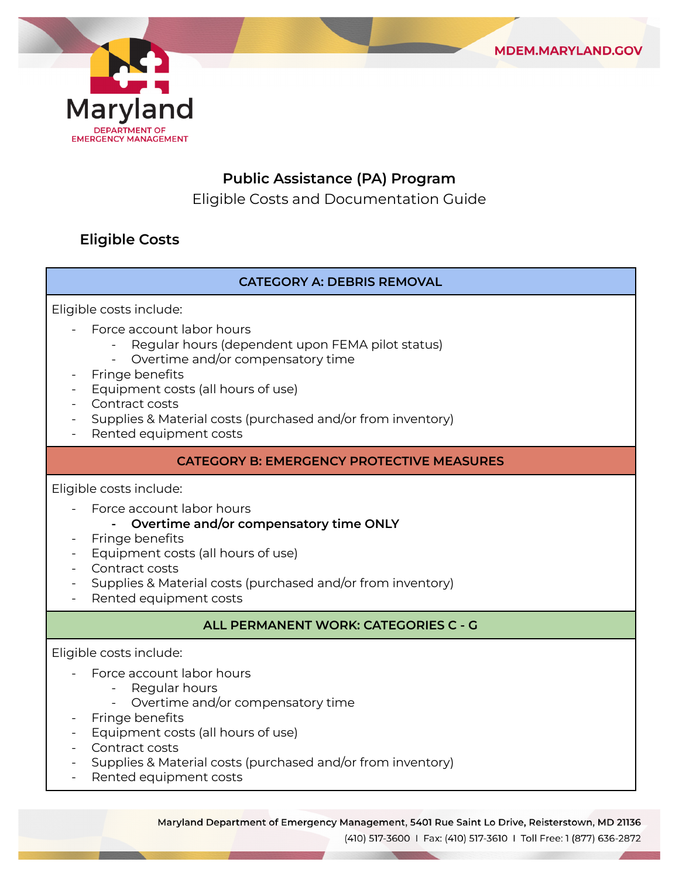# Public Assistance (PA) Program

Eligible Costs and Documentation Guide

## Eligible Costs

### CATEGORY A: DEBRIS REMOVAL

Eligible costs include:

- Force account labor hours
  - Regular hours (dependent upon FEMA pilot status)
  - Overtime and/or compensatory time
- Fringe benefits
- Equipment costs (all hours of use)
- Contract costs
- Supplies & Material costs (purchased and/or from inventory)
- Rented equipment costs

### CATEGORY B: EMERGENCY PROTECTIVE MEASURES

Eligible costs include:

- Force account labor hours
  - **Overtime and/or compensatory time ONLY**
- Fringe benefits
- Equipment costs (all hours of use)
- Contract costs
- Supplies & Material costs (purchased and/or from inventory)
- Rented equipment costs

### ALL PERMANENT WORK: CATEGORIES C - G

Eligible costs include:

- Force account labor hours
  - Regular hours
  - Overtime and/or compensatory time
- Fringe benefits
- Equipment costs (all hours of use)
- Contract costs
- Supplies & Material costs (purchased and/or from inventory)
- Rented equipment costs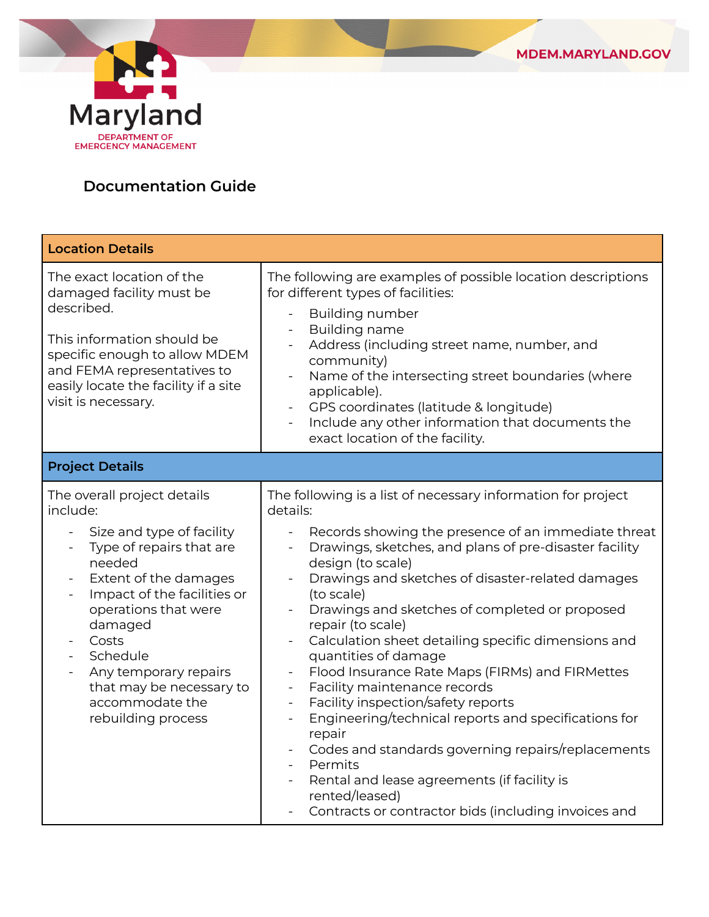# Documentation Guide

| Location Details | |
|---|---|
| The exact location of the damaged facility must be described.<br><br>This information should be specific enough to allow MDEM and FEMA representatives to easily locate the facility if a site visit is necessary. | The following are examples of possible location descriptions for different types of facilities:<br>- Building number<br>- Building name<br>- Address (including street name, number, and community)<br>- Name of the intersecting street boundaries (where applicable).<br>- GPS coordinates (latitude & longitude)<br>- Include any other information that documents the exact location of the facility. |
| **Project Details** | |
| The overall project details include:<br>- Size and type of facility<br>- Type of repairs that are needed<br>- Extent of the damages<br>- Impact of the facilities or operations that were damaged<br>- Costs<br>- Schedule<br>- Any temporary repairs that may be necessary to accommodate the rebuilding process | The following is a list of necessary information for project details:<br>- Records showing the presence of an immediate threat<br>- Drawings, sketches, and plans of pre-disaster facility design (to scale)<br>- Drawings and sketches of disaster-related damages (to scale)<br>- Drawings and sketches of completed or proposed repair (to scale)<br>- Calculation sheet detailing specific dimensions and quantities of damage<br>- Flood Insurance Rate Maps (FIRMs) and FIRMettes<br>- Facility maintenance records<br>- Facility inspection/safety reports<br>- Engineering/technical reports and specifications for repair<br>- Codes and standards governing repairs/replacements<br>- Permits<br>- Rental and lease agreements (if facility is rented/leased)<br>- Contracts or contractor bids (including invoices and |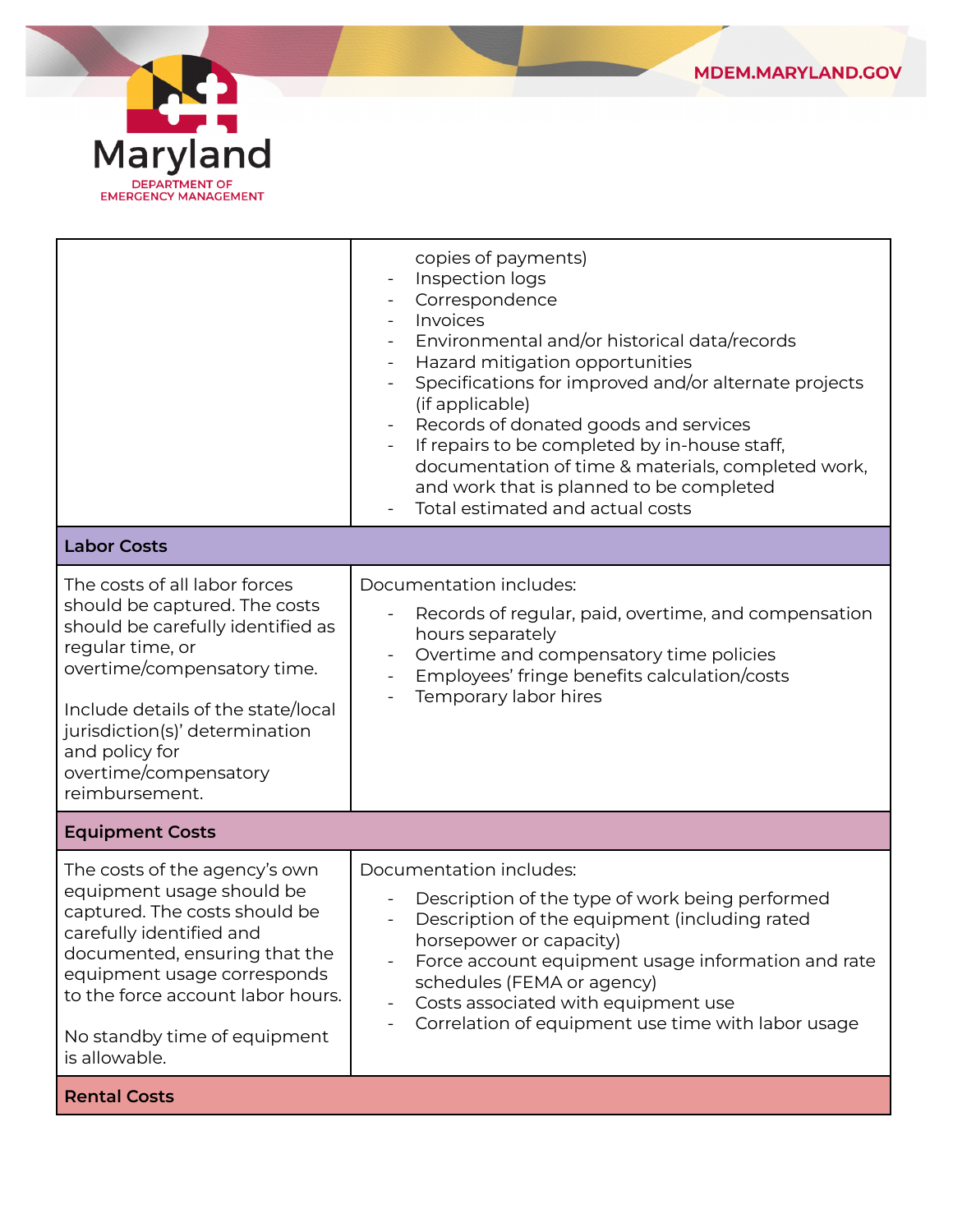| | |
|---|---|
| | copies of payments)<br>- Inspection logs<br>- Correspondence<br>- Invoices<br>- Environmental and/or historical data/records<br>- Hazard mitigation opportunities<br>- Specifications for improved and/or alternate projects (if applicable)<br>- Records of donated goods and services<br>- If repairs to be completed by in-house staff, documentation of time & materials, completed work, and work that is planned to be completed<br>- Total estimated and actual costs |
| **Labor Costs** | |
| The costs of all labor forces should be captured. The costs should be carefully identified as regular time, or overtime/compensatory time.<br><br>Include details of the state/local jurisdiction(s)' determination and policy for overtime/compensatory reimbursement. | Documentation includes:<br>- Records of regular, paid, overtime, and compensation hours separately<br>- Overtime and compensatory time policies<br>- Employees' fringe benefits calculation/costs<br>- Temporary labor hires |
| **Equipment Costs** | |
| The costs of the agency's own equipment usage should be captured. The costs should be carefully identified and documented, ensuring that the equipment usage corresponds to the force account labor hours.<br><br>No standby time of equipment is allowable. | Documentation includes:<br>- Description of the type of work being performed<br>- Description of the equipment (including rated horsepower or capacity)<br>- Force account equipment usage information and rate schedules (FEMA or agency)<br>- Costs associated with equipment use<br>- Correlation of equipment use time with labor usage |
| **Rental Costs** | |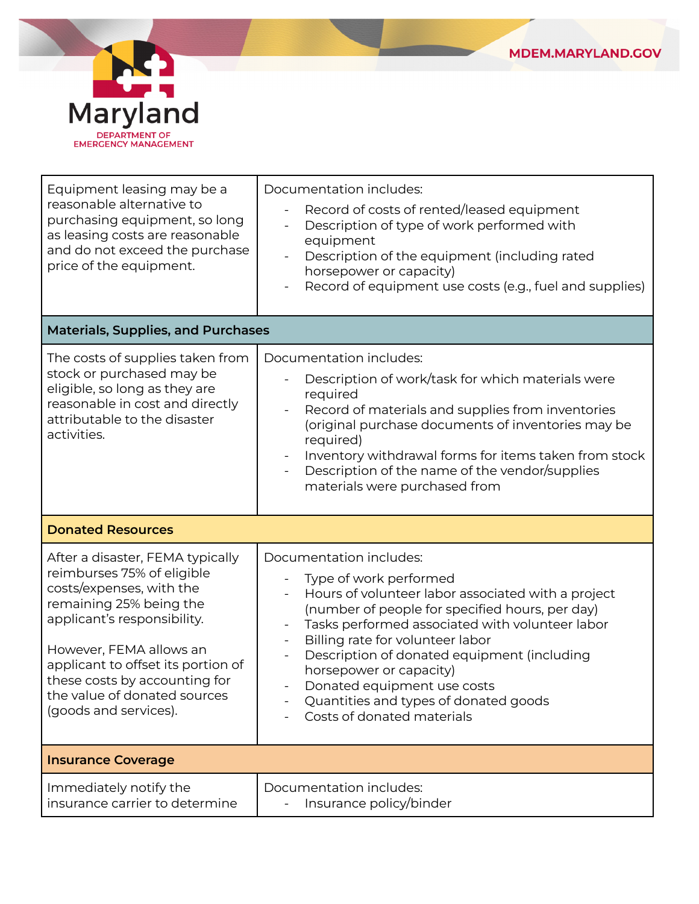| | |
|---|---|
| Equipment leasing may be a reasonable alternative to purchasing equipment, so long as leasing costs are reasonable and do not exceed the purchase price of the equipment. | Documentation includes:<br>- Record of costs of rented/leased equipment<br>- Description of type of work performed with equipment<br>- Description of the equipment (including rated horsepower or capacity)<br>- Record of equipment use costs (e.g., fuel and supplies) |
| **Materials, Supplies, and Purchases** | |
| The costs of supplies taken from stock or purchased may be eligible, so long as they are reasonable in cost and directly attributable to the disaster activities. | Documentation includes:<br>- Description of work/task for which materials were required<br>- Record of materials and supplies from inventories (original purchase documents of inventories may be required)<br>- Inventory withdrawal forms for items taken from stock<br>- Description of the name of the vendor/supplies materials were purchased from |
| **Donated Resources** | |
| After a disaster, FEMA typically reimburses 75% of eligible costs/expenses, with the remaining 25% being the applicant's responsibility.<br><br>However, FEMA allows an applicant to offset its portion of these costs by accounting for the value of donated sources (goods and services). | Documentation includes:<br>- Type of work performed<br>- Hours of volunteer labor associated with a project (number of people for specified hours, per day)<br>- Tasks performed associated with volunteer labor<br>- Billing rate for volunteer labor<br>- Description of donated equipment (including horsepower or capacity)<br>- Donated equipment use costs<br>- Quantities and types of donated goods<br>- Costs of donated materials |
| **Insurance Coverage** | |
| Immediately notify the insurance carrier to determine | Documentation includes:<br>- Insurance policy/binder |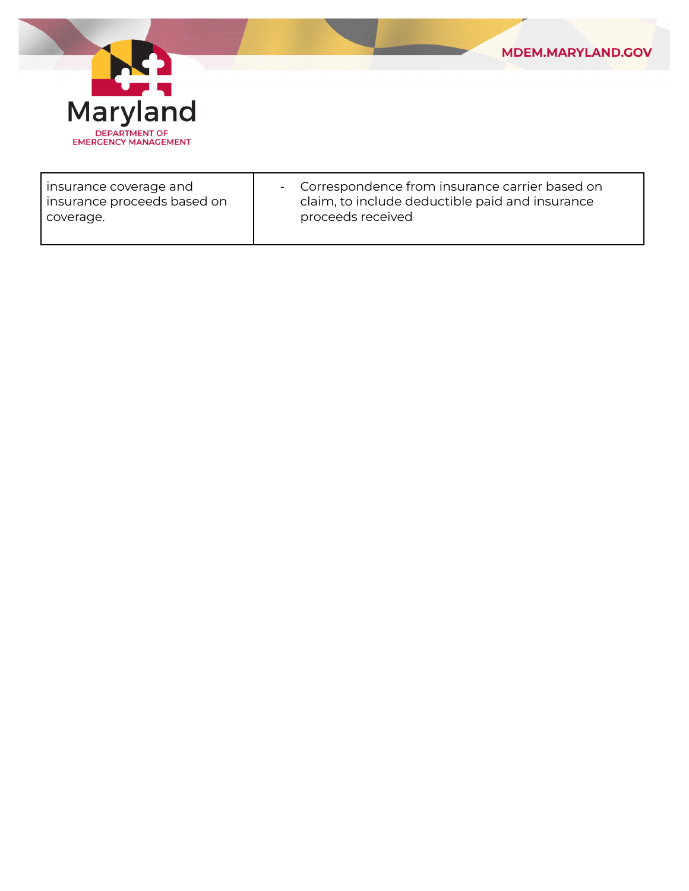| | |
|---|---|
| insurance coverage and insurance proceeds based on coverage. | - Correspondence from insurance carrier based on claim, to include deductible paid and insurance proceeds received |